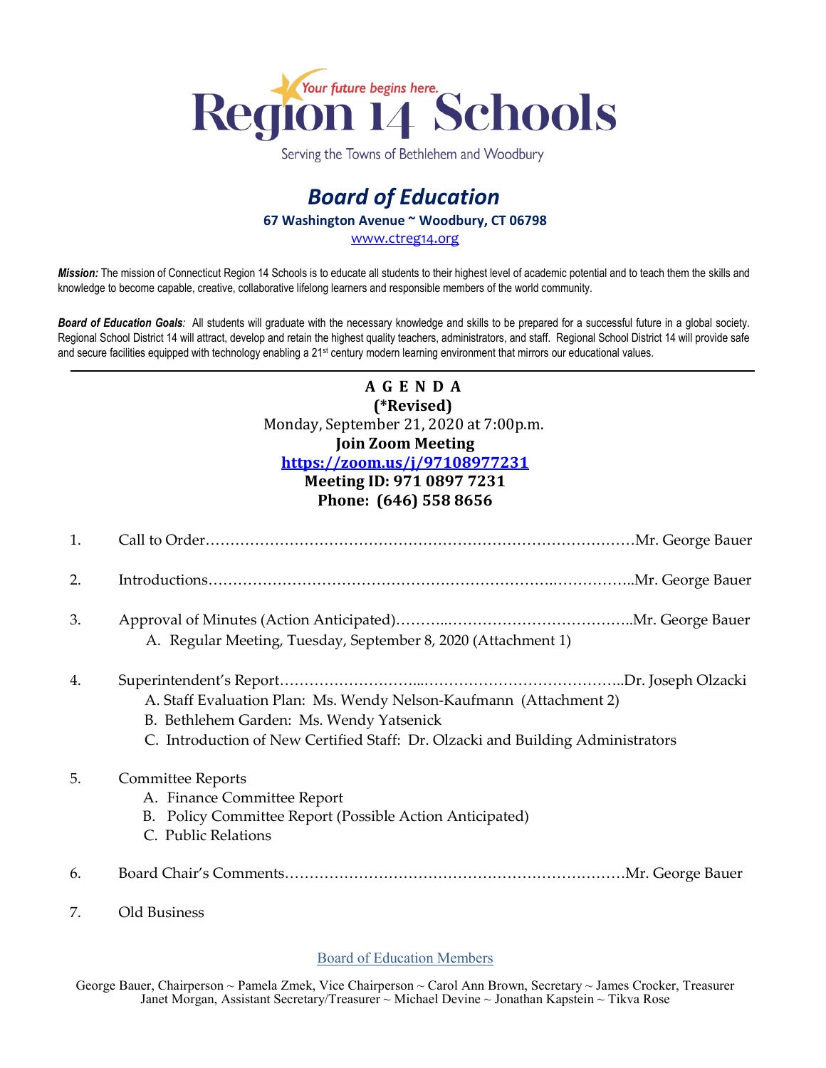# Region 14 Schools

*Your future begins here.*

Serving the Towns of Bethlehem and Woodbury

## *Board of Education*

**67 Washington Avenue ~ Woodbury, CT 06798**

www.ctreg14.org

***Mission:*** The mission of Connecticut Region 14 Schools is to educate all students to their highest level of academic potential and to teach them the skills and knowledge to become capable, creative, collaborative lifelong learners and responsible members of the world community.

***Board of Education Goals**:* All students will graduate with the necessary knowledge and skills to be prepared for a successful future in a global society. Regional School District 14 will attract, develop and retain the highest quality teachers, administrators, and staff. Regional School District 14 will provide safe and secure facilities equipped with technology enabling a 21st century modern learning environment that mirrors our educational values.

---

**A G E N D A**
**(*Revised)**
Monday, September 21, 2020 at 7:00p.m.
**Join Zoom Meeting**
**https://zoom.us/j/97108977231**
**Meeting ID: 971 0897 7231**
**Phone: (646) 558 8656**

1. Call to Order…………………………………………………………………………Mr. George Bauer

2. Introductions……………………………………………………….……………..Mr. George Bauer

3. Approval of Minutes (Action Anticipated)………..………………………………..Mr. George Bauer
   A. Regular Meeting, Tuesday, September 8, 2020 (Attachment 1)

4. Superintendent's Report……………………....…………………………………..Dr. Joseph Olzacki
   A. Staff Evaluation Plan: Ms. Wendy Nelson-Kaufmann (Attachment 2)
   B. Bethlehem Garden: Ms. Wendy Yatsenick
   C. Introduction of New Certified Staff: Dr. Olzacki and Building Administrators

5. Committee Reports
   A. Finance Committee Report
   B. Policy Committee Report (Possible Action Anticipated)
   C. Public Relations

6. Board Chair's Comments……………………………………………………………Mr. George Bauer

7. Old Business

Board of Education Members

George Bauer, Chairperson ~ Pamela Zmek, Vice Chairperson ~ Carol Ann Brown, Secretary ~ James Crocker, Treasurer
Janet Morgan, Assistant Secretary/Treasurer ~ Michael Devine ~ Jonathan Kapstein ~ Tikva Rose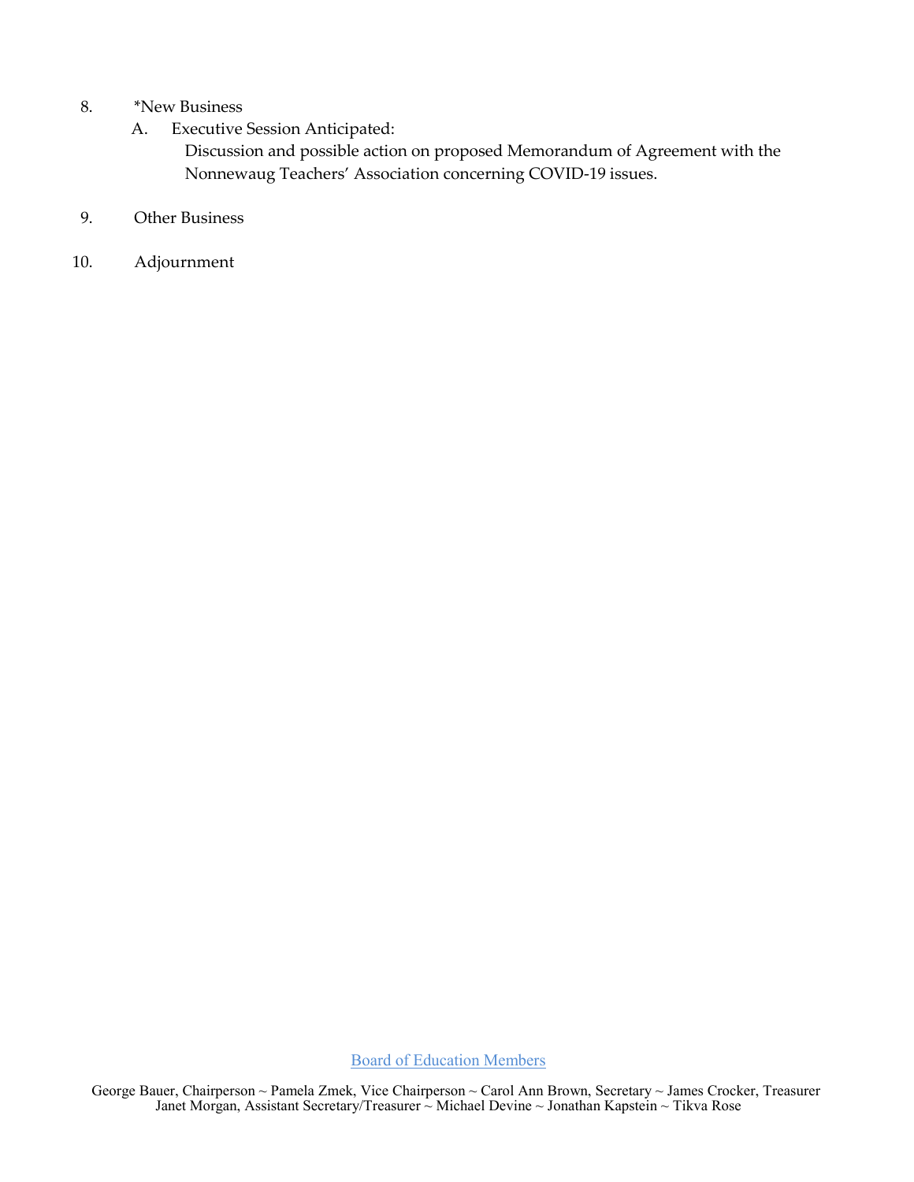8. *New Business
   A. Executive Session Anticipated:
      Discussion and possible action on proposed Memorandum of Agreement with the Nonnewaug Teachers' Association concerning COVID-19 issues.

9. Other Business

10. Adjournment

Board of Education Members

George Bauer, Chairperson ~ Pamela Zmek, Vice Chairperson ~ Carol Ann Brown, Secretary ~ James Crocker, Treasurer
Janet Morgan, Assistant Secretary/Treasurer ~ Michael Devine ~ Jonathan Kapstein ~ Tikva Rose